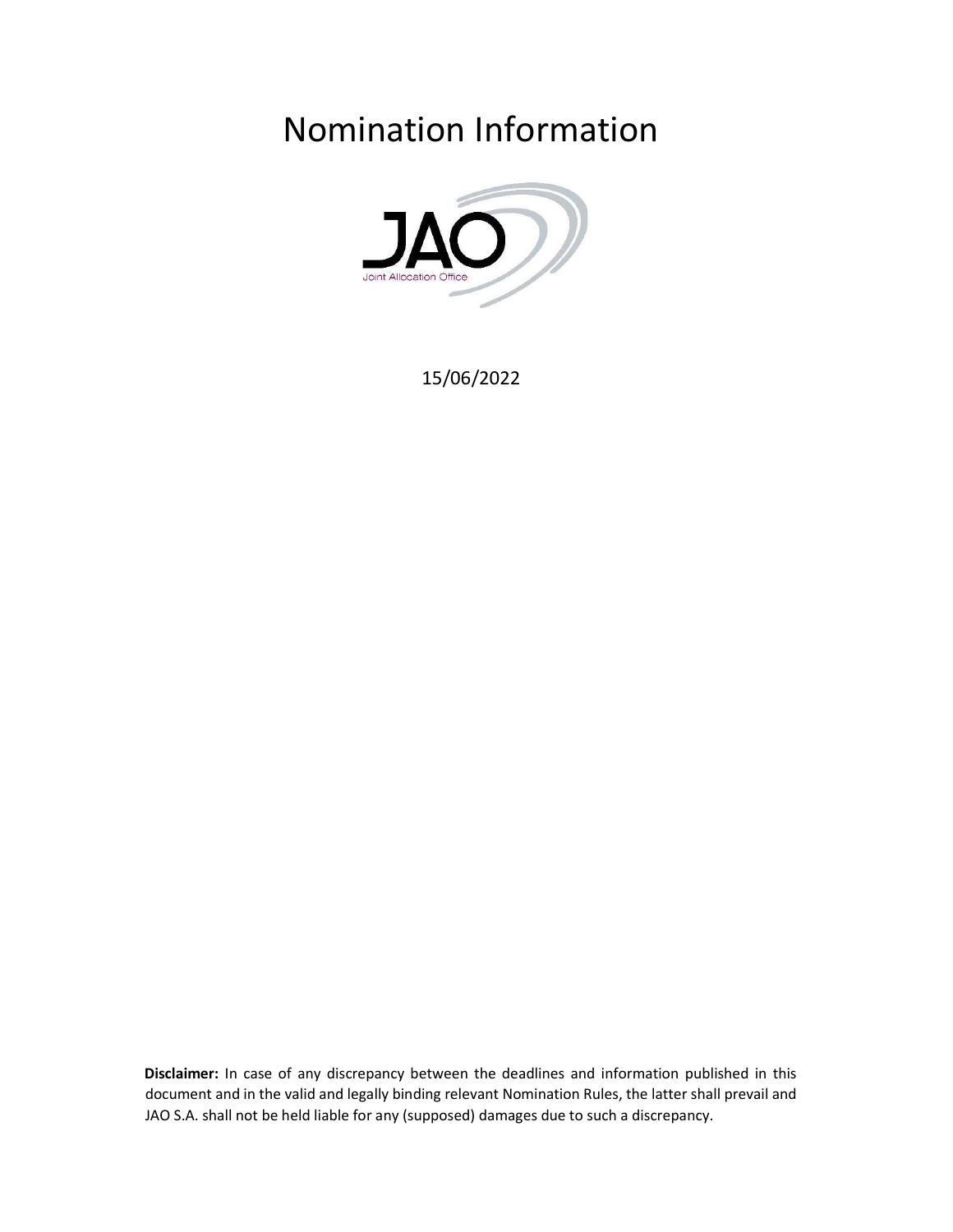# Nomination Information

JAO

Joint Allocation Office

15/06/2022

**Disclaimer:** In case of any discrepancy between the deadlines and information published in this document and in the valid and legally binding relevant Nomination Rules, the latter shall prevail and JAO S.A. shall not be held liable for any (supposed) damages due to such a discrepancy.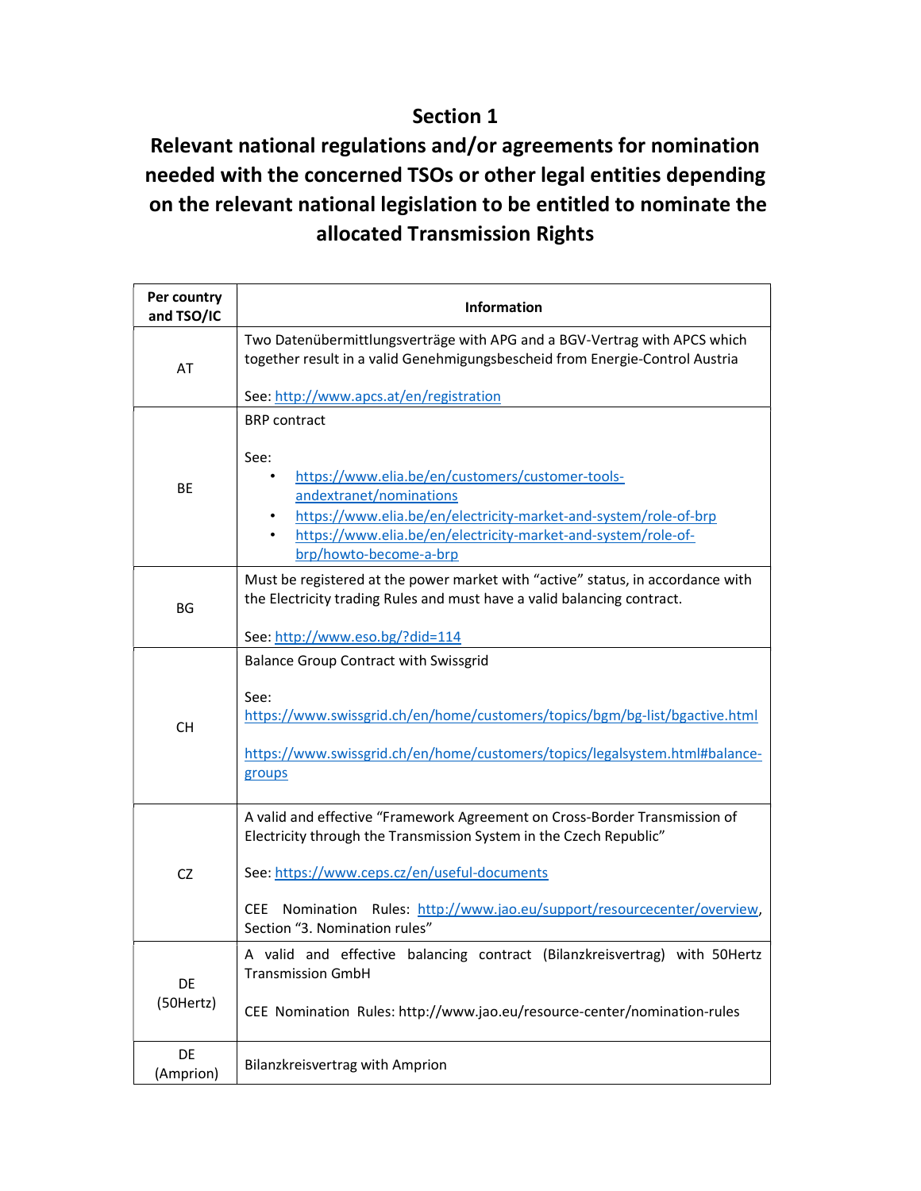# Section 1

# Relevant national regulations and/or agreements for nomination needed with the concerned TSOs or other legal entities depending on the relevant national legislation to be entitled to nominate the allocated Transmission Rights

| Per country and TSO/IC | Information |
|---|---|
| AT | Two Datenübermittlungsverträge with APG and a BGV-Vertrag with APCS which together result in a valid Genehmigungsbescheid from Energie-Control Austria<br><br>See: http://www.apcs.at/en/registration |
| BE | BRP contract<br><br>See:<br>• https://www.elia.be/en/customers/customer-tools-andextranet/nominations<br>• https://www.elia.be/en/electricity-market-and-system/role-of-brp<br>• https://www.elia.be/en/electricity-market-and-system/role-of-brp/howto-become-a-brp |
| BG | Must be registered at the power market with "active" status, in accordance with the Electricity trading Rules and must have a valid balancing contract.<br><br>See: http://www.eso.bg/?did=114 |
| CH | Balance Group Contract with Swissgrid<br><br>See:<br>https://www.swissgrid.ch/en/home/customers/topics/bgm/bg-list/bgactive.html<br><br>https://www.swissgrid.ch/en/home/customers/topics/legalsystem.html#balance-groups |
| CZ | A valid and effective "Framework Agreement on Cross-Border Transmission of Electricity through the Transmission System in the Czech Republic"<br><br>See: https://www.ceps.cz/en/useful-documents<br><br>CEE Nomination Rules: http://www.jao.eu/support/resourcecenter/overview, Section "3. Nomination rules" |
| DE (50Hertz) | A valid and effective balancing contract (Bilanzkreisvertrag) with 50Hertz Transmission GmbH<br><br>CEE Nomination Rules: http://www.jao.eu/resource-center/nomination-rules |
| DE (Amprion) | Bilanzkreisvertrag with Amprion |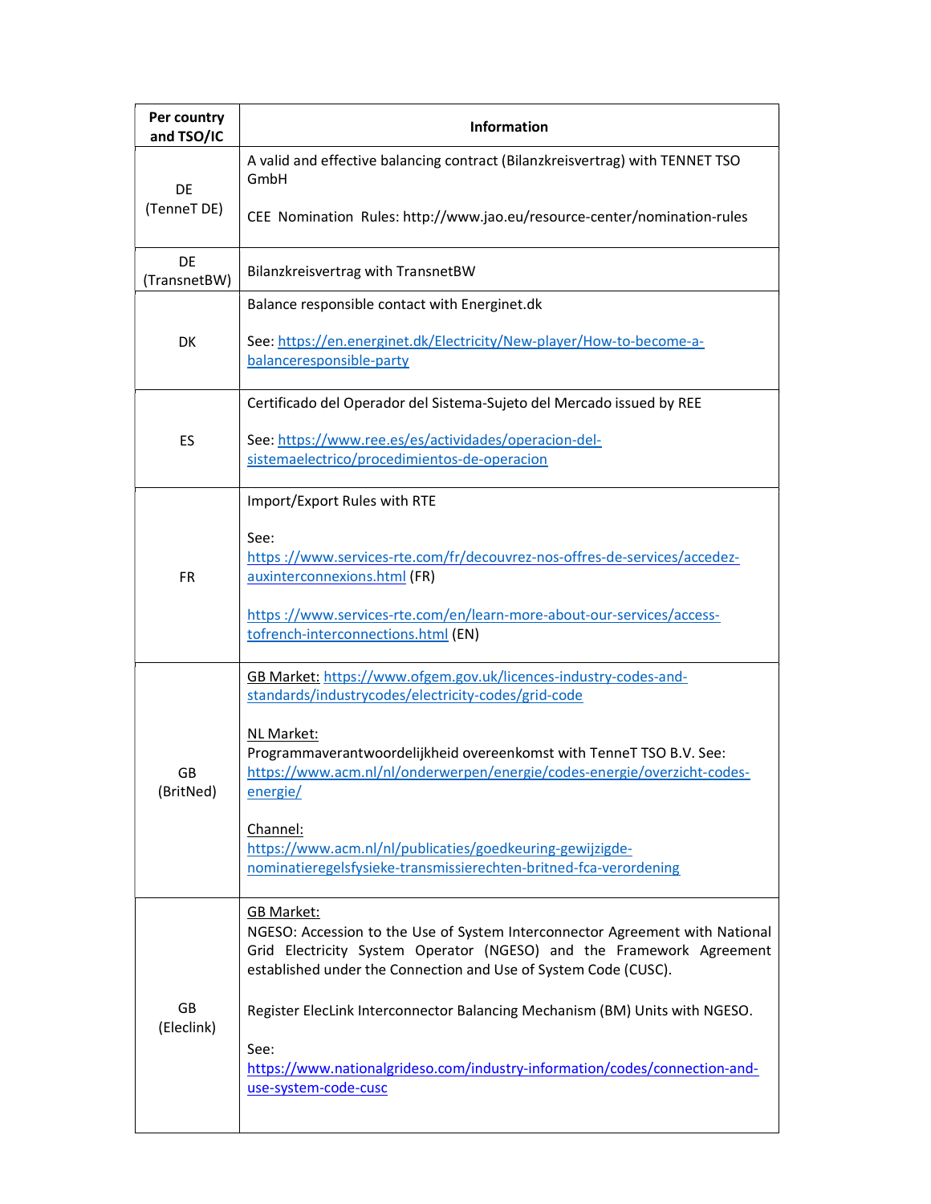| Per country and TSO/IC | Information |
|---|---|
| DE (TenneT DE) | A valid and effective balancing contract (Bilanzkreisvertrag) with TENNET TSO GmbH<br><br>CEE Nomination Rules: http://www.jao.eu/resource-center/nomination-rules |
| DE (TransnetBW) | Bilanzkreisvertrag with TransnetBW |
| DK | Balance responsible contact with Energinet.dk<br><br>See: https://en.energinet.dk/Electricity/New-player/How-to-become-a-balanceresponsible-party |
| ES | Certificado del Operador del Sistema-Sujeto del Mercado issued by REE<br><br>See: https://www.ree.es/es/actividades/operacion-del-sistemaelectrico/procedimientos-de-operacion |
| FR | Import/Export Rules with RTE<br><br>See:<br>https ://www.services-rte.com/fr/decouvrez-nos-offres-de-services/accedez-auxinterconnexions.html (FR)<br><br>https ://www.services-rte.com/en/learn-more-about-our-services/access-tofrench-interconnections.html (EN) |
| GB (BritNed) | GB Market: https://www.ofgem.gov.uk/licences-industry-codes-and-standards/industrycodes/electricity-codes/grid-code<br><br>NL Market:<br>Programmaverantwoordelijkheid overeenkomst with TenneT TSO B.V. See: https://www.acm.nl/nl/onderwerpen/energie/codes-energie/overzicht-codes-energie/<br><br>Channel:<br>https://www.acm.nl/nl/publicaties/goedkeuring-gewijzigde-nominatieregelsfysieke-transmissierechten-britned-fca-verordening |
| GB (Eleclink) | GB Market:<br>NGESO: Accession to the Use of System Interconnector Agreement with National Grid Electricity System Operator (NGESO) and the Framework Agreement established under the Connection and Use of System Code (CUSC).<br><br>Register ElecLink Interconnector Balancing Mechanism (BM) Units with NGESO.<br><br>See:<br>https://www.nationalgrideso.com/industry-information/codes/connection-and-use-system-code-cusc |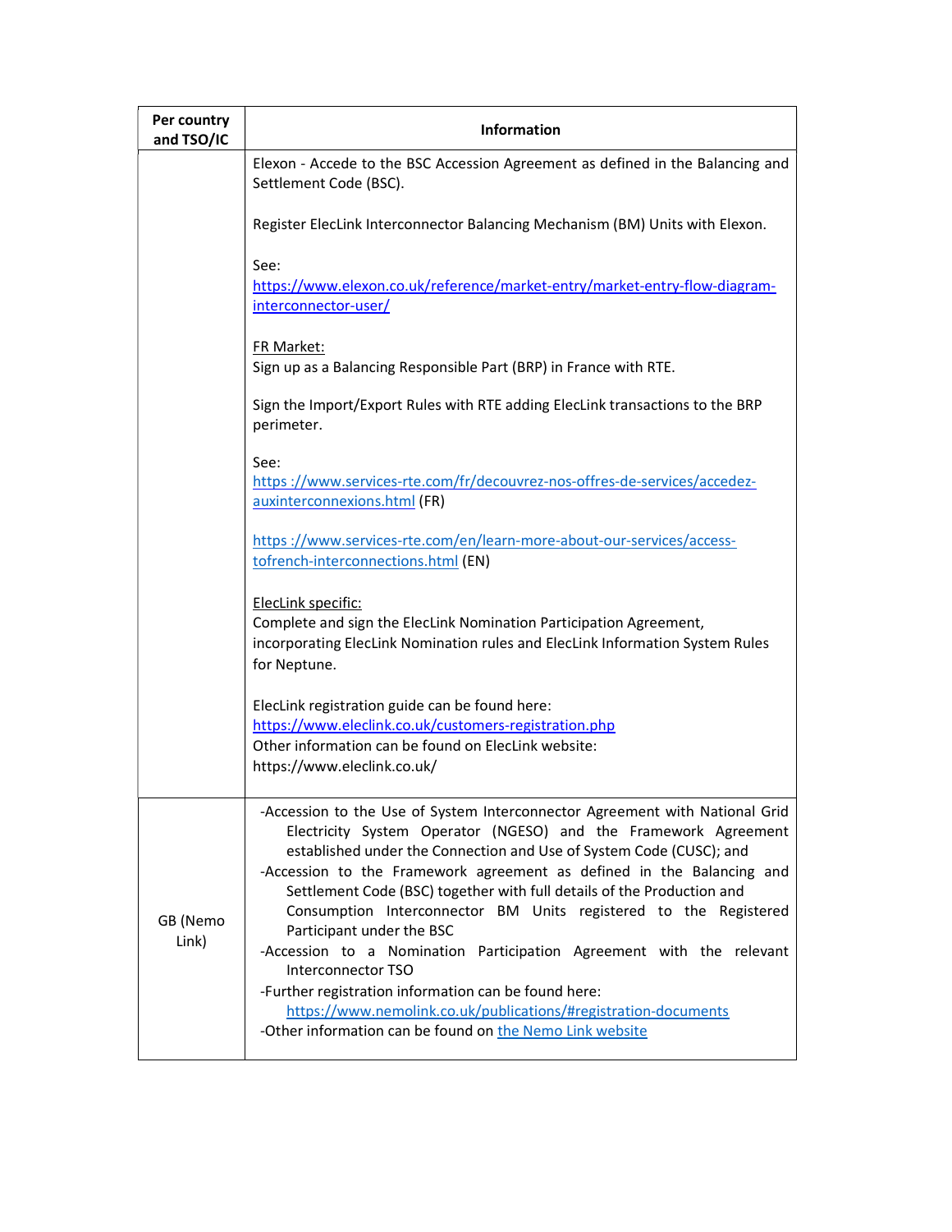| Per country and TSO/IC | Information |
|---|---|
| | Elexon - Accede to the BSC Accession Agreement as defined in the Balancing and Settlement Code (BSC).<br><br>Register ElecLink Interconnector Balancing Mechanism (BM) Units with Elexon.<br><br>See:<br>https://www.elexon.co.uk/reference/market-entry/market-entry-flow-diagram-interconnector-user/<br><br>FR Market:<br>Sign up as a Balancing Responsible Part (BRP) in France with RTE.<br><br>Sign the Import/Export Rules with RTE adding ElecLink transactions to the BRP perimeter.<br><br>See:<br>https ://www.services-rte.com/fr/decouvrez-nos-offres-de-services/accedez-auxinterconnexions.html (FR)<br><br>https ://www.services-rte.com/en/learn-more-about-our-services/access-tofrench-interconnections.html (EN)<br><br>ElecLink specific:<br>Complete and sign the ElecLink Nomination Participation Agreement, incorporating ElecLink Nomination rules and ElecLink Information System Rules for Neptune.<br><br>ElecLink registration guide can be found here:<br>https://www.eleclink.co.uk/customers-registration.php<br>Other information can be found on ElecLink website:<br>https://www.eleclink.co.uk/ |
| GB (Nemo Link) | -Accession to the Use of System Interconnector Agreement with National Grid Electricity System Operator (NGESO) and the Framework Agreement established under the Connection and Use of System Code (CUSC); and<br>-Accession to the Framework agreement as defined in the Balancing and Settlement Code (BSC) together with full details of the Production and Consumption Interconnector BM Units registered to the Registered Participant under the BSC<br>-Accession to a Nomination Participation Agreement with the relevant Interconnector TSO<br>-Further registration information can be found here: https://www.nemolink.co.uk/publications/#registration-documents<br>-Other information can be found on the Nemo Link website |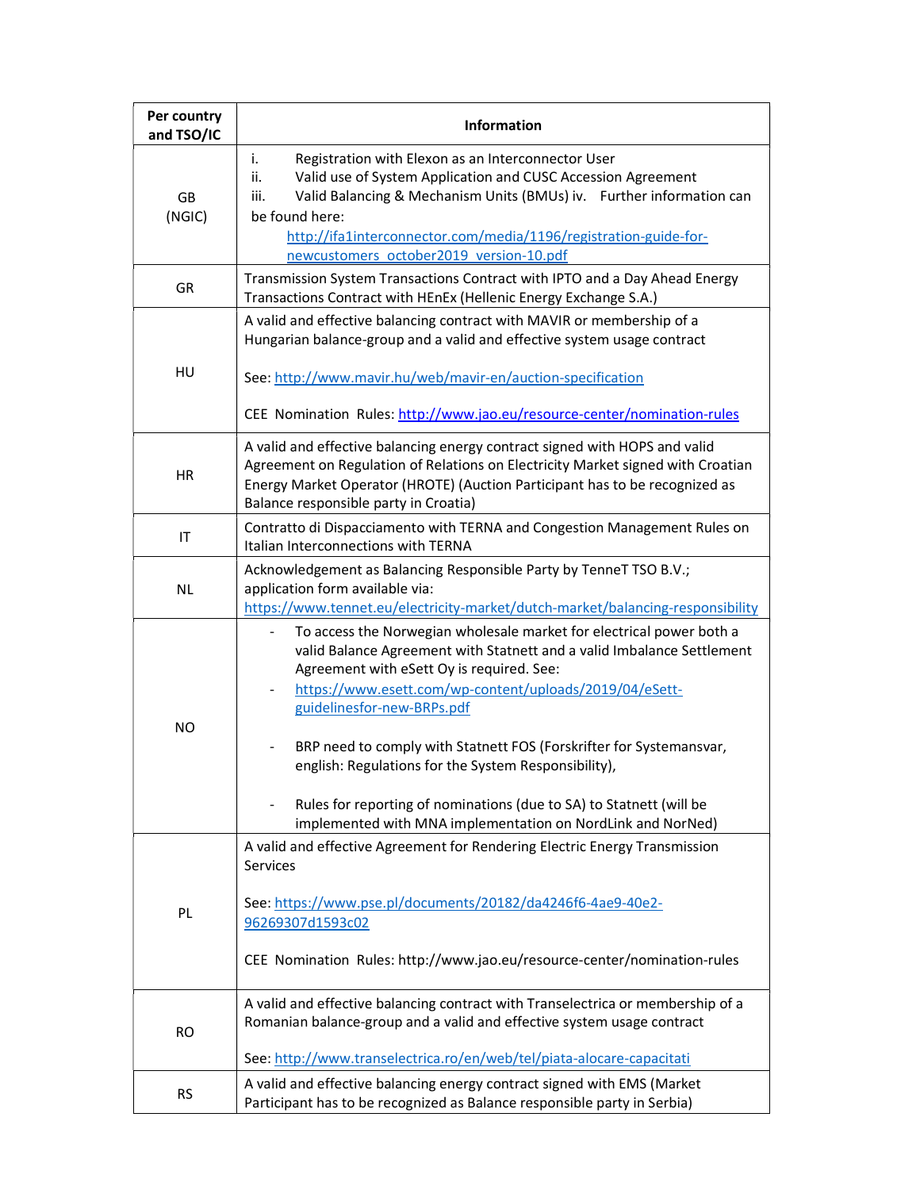| Per country and TSO/IC | Information |
|---|---|
| GB (NGIC) | i. Registration with Elexon as an Interconnector User<br>ii. Valid use of System Application and CUSC Accession Agreement<br>iii. Valid Balancing & Mechanism Units (BMUs) iv. Further information can be found here:<br>http://ifa1interconnector.com/media/1196/registration-guide-for-newcustomers_october2019_version-10.pdf |
| GR | Transmission System Transactions Contract with IPTO and a Day Ahead Energy Transactions Contract with HEnEx (Hellenic Energy Exchange S.A.) |
| HU | A valid and effective balancing contract with MAVIR or membership of a Hungarian balance-group and a valid and effective system usage contract<br><br>See: http://www.mavir.hu/web/mavir-en/auction-specification<br><br>CEE Nomination Rules: http://www.jao.eu/resource-center/nomination-rules |
| HR | A valid and effective balancing energy contract signed with HOPS and valid Agreement on Regulation of Relations on Electricity Market signed with Croatian Energy Market Operator (HROTE) (Auction Participant has to be recognized as Balance responsible party in Croatia) |
| IT | Contratto di Dispacciamento with TERNA and Congestion Management Rules on Italian Interconnections with TERNA |
| NL | Acknowledgement as Balancing Responsible Party by TenneT TSO B.V.; application form available via: https://www.tennet.eu/electricity-market/dutch-market/balancing-responsibility |
| NO | - To access the Norwegian wholesale market for electrical power both a valid Balance Agreement with Statnett and a valid Imbalance Settlement Agreement with eSett Oy is required. See:<br>- https://www.esett.com/wp-content/uploads/2019/04/eSett-guidelinesfor-new-BRPs.pdf<br><br>- BRP need to comply with Statnett FOS (Forskrifter for Systemansvar, english: Regulations for the System Responsibility),<br><br>- Rules for reporting of nominations (due to SA) to Statnett (will be implemented with MNA implementation on NordLink and NorNed) |
| PL | A valid and effective Agreement for Rendering Electric Energy Transmission Services<br><br>See: https://www.pse.pl/documents/20182/da4246f6-4ae9-40e2-96269307d1593c02<br><br>CEE Nomination Rules: http://www.jao.eu/resource-center/nomination-rules |
| RO | A valid and effective balancing contract with Transelectrica or membership of a Romanian balance-group and a valid and effective system usage contract<br><br>See: http://www.transelectrica.ro/en/web/tel/piata-alocare-capacitati |
| RS | A valid and effective balancing energy contract signed with EMS (Market Participant has to be recognized as Balance responsible party in Serbia) |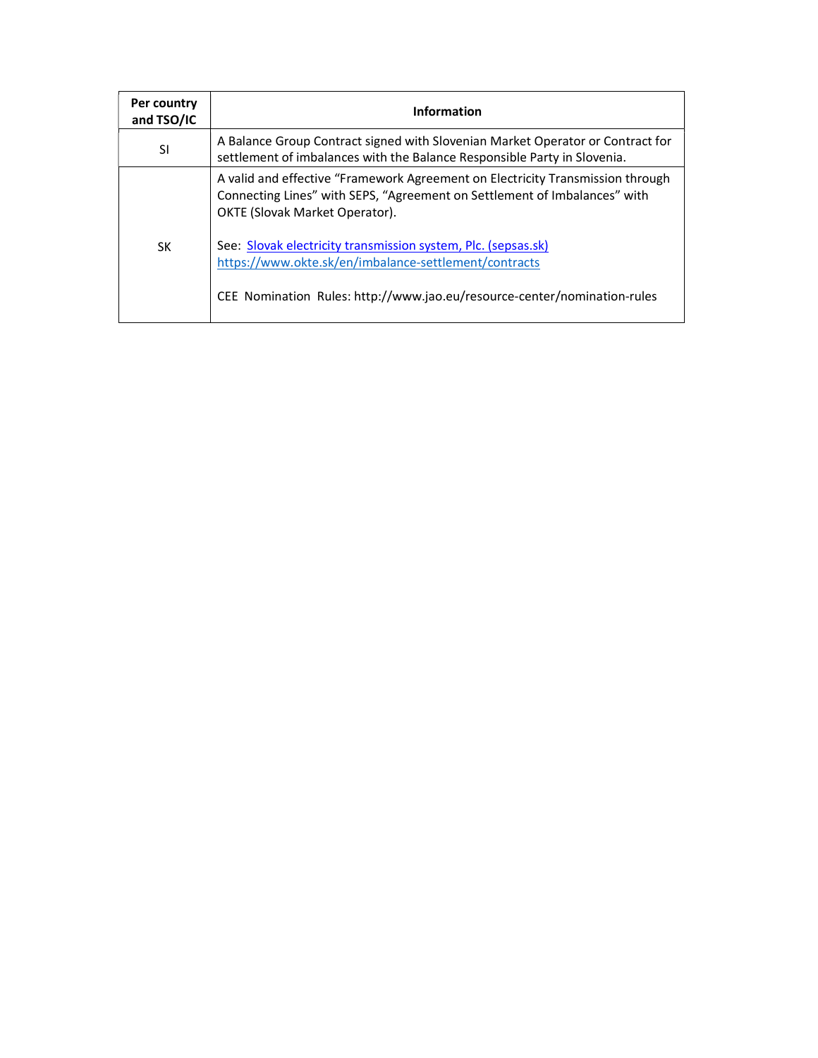| Per country and TSO/IC | Information |
|---|---|
| SI | A Balance Group Contract signed with Slovenian Market Operator or Contract for settlement of imbalances with the Balance Responsible Party in Slovenia. |
| SK | A valid and effective "Framework Agreement on Electricity Transmission through Connecting Lines" with SEPS, "Agreement on Settlement of Imbalances" with OKTE (Slovak Market Operator).<br><br>See: [Slovak electricity transmission system, Plc. (sepsas.sk)](https://www.sepsas.sk)<br>[https://www.okte.sk/en/imbalance-settlement/contracts](https://www.okte.sk/en/imbalance-settlement/contracts)<br><br>CEE Nomination Rules: http://www.jao.eu/resource-center/nomination-rules |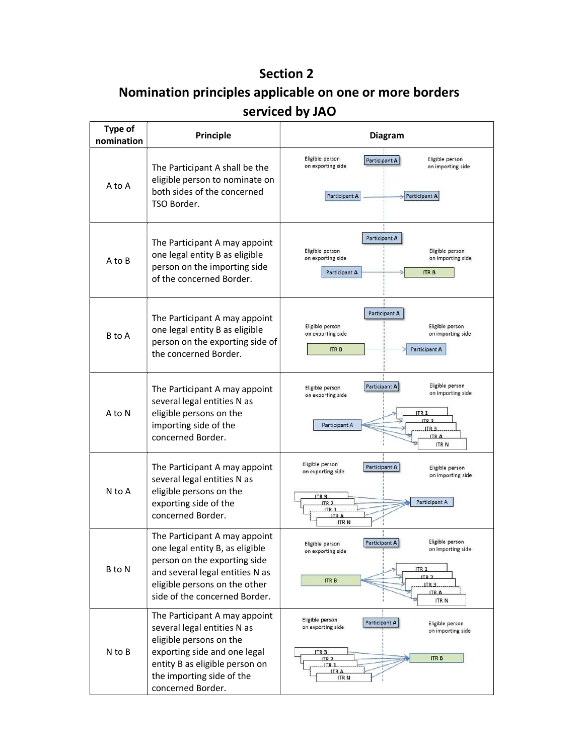# Section 2
## Nomination principles applicable on one or more borders serviced by JAO

| Type of nomination | Principle | Diagram |
|---|---|---|
| A to A | The Participant A shall be the eligible person to nominate on both sides of the concerned TSO Border. | |
| A to B | The Participant A may appoint one legal entity B as eligible person on the importing side of the concerned Border. | |
| B to A | The Participant A may appoint one legal entity B as eligible person on the exporting side of the concerned Border. | |
| A to N | The Participant A may appoint several legal entities N as eligible persons on the importing side of the concerned Border. | |
| N to A | The Participant A may appoint several legal entities N as eligible persons on the exporting side of the concerned Border. | |
| B to N | The Participant A may appoint one legal entity B, as eligible person on the exporting side and several legal entities N as eligible persons on the other side of the concerned Border. | |
| N to B | The Participant A may appoint several legal entities N as eligible persons on the exporting side and one legal entity B as eligible person on the importing side of the concerned Border. | |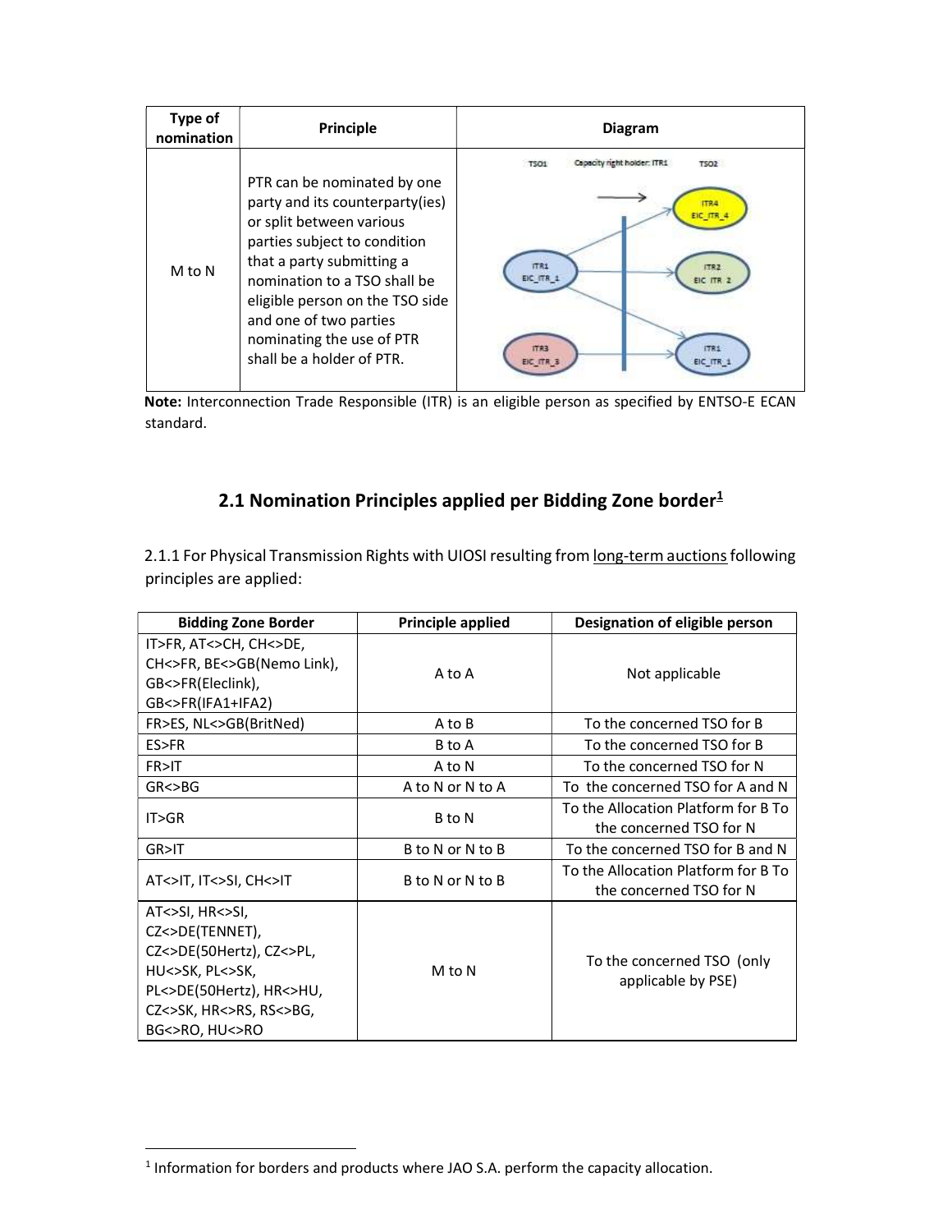| Type of nomination | Principle | Diagram |
|---|---|---|
| M to N | PTR can be nominated by one party and its counterparty(ies) or split between various parties subject to condition that a party submitting a nomination to a TSO shall be eligible person on the TSO side and one of two parties nominating the use of PTR shall be a holder of PTR. | TSO1 Capacity right holder: ITR1 TSO2<br>ITR1 EIC_ITR_1 → ITR4 EIC_ITR_4<br>ITR1 EIC_ITR_1 → ITR2 EIC_ITR_2<br>ITR1 EIC_ITR_1 → ITR1 EIC_ITR_1<br>ITR3 EIC_ITR_3 → ITR1 EIC_ITR_1 |

**Note:** Interconnection Trade Responsible (ITR) is an eligible person as specified by ENTSO-E ECAN standard.

## 2.1 Nomination Principles applied per Bidding Zone border[1]

2.1.1 For Physical Transmission Rights with UIOSI resulting from long-term auctions following principles are applied:

| Bidding Zone Border | Principle applied | Designation of eligible person |
|---|---|---|
| IT>FR, AT<>CH, CH<>DE, CH<>FR, BE<>GB(Nemo Link), GB<>FR(Eleclink), GB<>FR(IFA1+IFA2) | A to A | Not applicable |
| FR>ES, NL<>GB(BritNed) | A to B | To the concerned TSO for B |
| ES>FR | B to A | To the concerned TSO for B |
| FR>IT | A to N | To the concerned TSO for N |
| GR<>BG | A to N or N to A | To the concerned TSO for A and N |
| IT>GR | B to N | To the Allocation Platform for B To the concerned TSO for N |
| GR>IT | B to N or N to B | To the concerned TSO for B and N |
| AT<>IT, IT<>SI, CH<>IT | B to N or N to B | To the Allocation Platform for B To the concerned TSO for N |
| AT<>SI, HR<>SI, CZ<>DE(TENNET), CZ<>DE(50Hertz), CZ<>PL, HU<>SK, PL<>SK, PL<>DE(50Hertz), HR<>HU, CZ<>SK, HR<>RS, RS<>BG, BG<>RO, HU<>RO | M to N | To the concerned TSO (only applicable by PSE) |

[1] Information for borders and products where JAO S.A. perform the capacity allocation.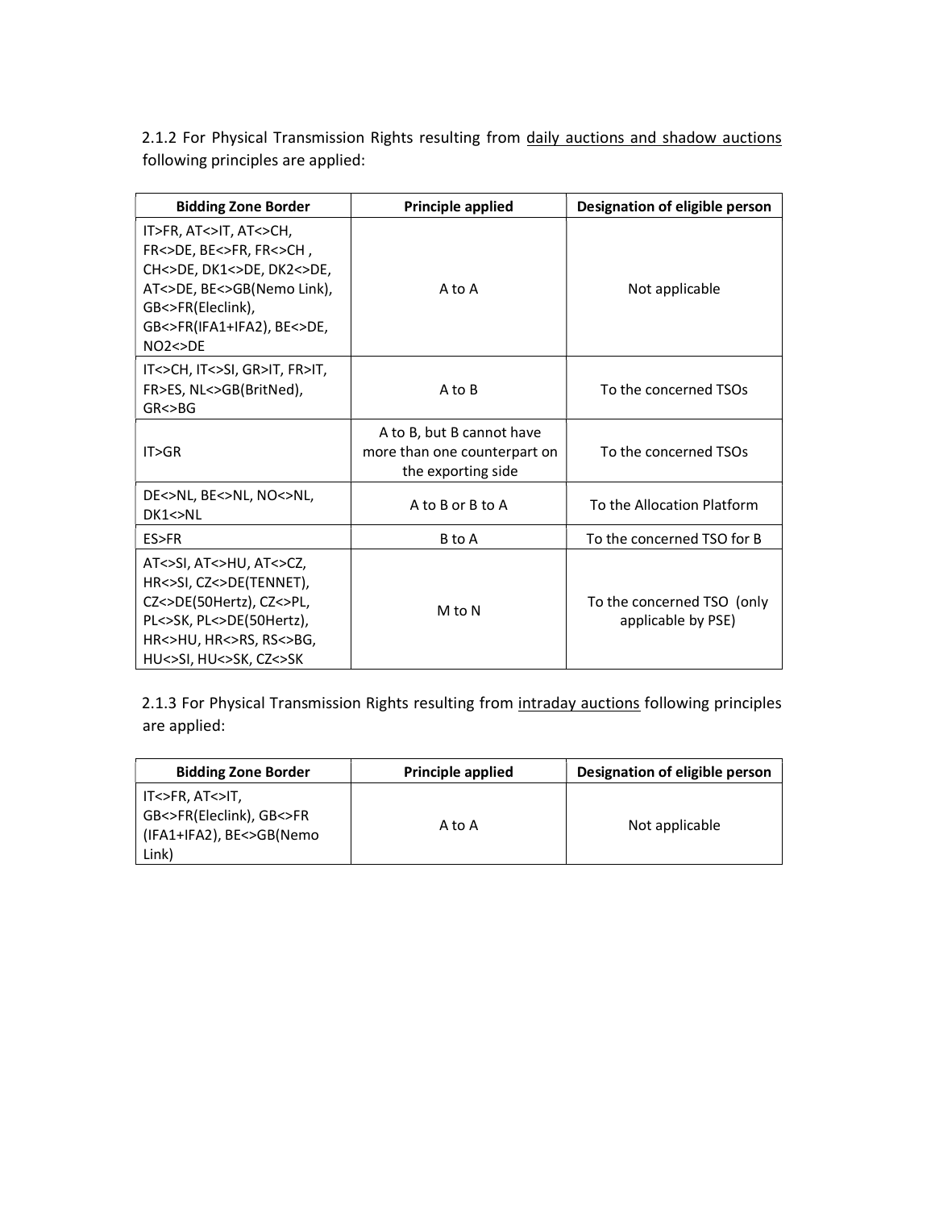2.1.2 For Physical Transmission Rights resulting from <u>daily auctions and shadow auctions</u> following principles are applied:

| Bidding Zone Border | Principle applied | Designation of eligible person |
|---|---|---|
| IT>FR, AT<>IT, AT<>CH, FR<>DE, BE<>FR, FR<>CH , CH<>DE, DK1<>DE, DK2<>DE, AT<>DE, BE<>GB(Nemo Link), GB<>FR(Eleclink), GB<>FR(IFA1+IFA2), BE<>DE, NO2<>DE | A to A | Not applicable |
| IT<>CH, IT<>SI, GR>IT, FR>IT, FR>ES, NL<>GB(BritNed), GR<>BG | A to B | To the concerned TSOs |
| IT>GR | A to B, but B cannot have more than one counterpart on the exporting side | To the concerned TSOs |
| DE<>NL, BE<>NL, NO<>NL, DK1<>NL | A to B or B to A | To the Allocation Platform |
| ES>FR | B to A | To the concerned TSO for B |
| AT<>SI, AT<>HU, AT<>CZ, HR<>SI, CZ<>DE(TENNET), CZ<>DE(50Hertz), CZ<>PL, PL<>SK, PL<>DE(50Hertz), HR<>HU, HR<>RS, RS<>BG, HU<>SI, HU<>SK, CZ<>SK | M to N | To the concerned TSO (only applicable by PSE) |

2.1.3 For Physical Transmission Rights resulting from <u>intraday auctions</u> following principles are applied:

| Bidding Zone Border | Principle applied | Designation of eligible person |
|---|---|---|
| IT<>FR, AT<>IT, GB<>FR(Eleclink), GB<>FR (IFA1+IFA2), BE<>GB(Nemo Link) | A to A | Not applicable |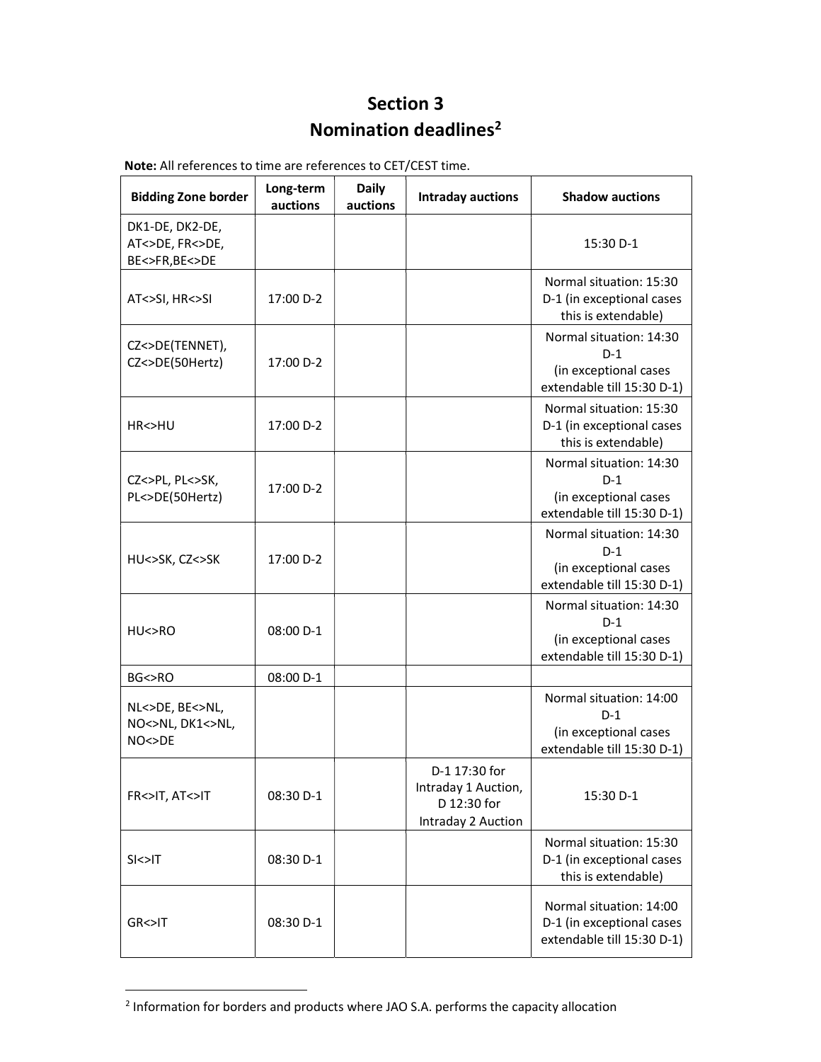# Section 3
## Nomination deadlines[2]

**Note:** All references to time are references to CET/CEST time.

| Bidding Zone border | Long-term auctions | Daily auctions | Intraday auctions | Shadow auctions |
|---|---|---|---|---|
| DK1-DE, DK2-DE, AT<>DE, FR<>DE, BE<>FR,BE<>DE | | | | 15:30 D-1 |
| AT<>SI, HR<>SI | 17:00 D-2 | | | Normal situation: 15:30 D-1 (in exceptional cases this is extendable) |
| CZ<>DE(TENNET), CZ<>DE(50Hertz) | 17:00 D-2 | | | Normal situation: 14:30 D-1 (in exceptional cases extendable till 15:30 D-1) |
| HR<>HU | 17:00 D-2 | | | Normal situation: 15:30 D-1 (in exceptional cases this is extendable) |
| CZ<>PL, PL<>SK, PL<>DE(50Hertz) | 17:00 D-2 | | | Normal situation: 14:30 D-1 (in exceptional cases extendable till 15:30 D-1) |
| HU<>SK, CZ<>SK | 17:00 D-2 | | | Normal situation: 14:30 D-1 (in exceptional cases extendable till 15:30 D-1) |
| HU<>RO | 08:00 D-1 | | | Normal situation: 14:30 D-1 (in exceptional cases extendable till 15:30 D-1) |
| BG<>RO | 08:00 D-1 | | | |
| NL<>DE, BE<>NL, NO<>NL, DK1<>NL, NO<>DE | | | | Normal situation: 14:00 D-1 (in exceptional cases extendable till 15:30 D-1) |
| FR<>IT, AT<>IT | 08:30 D-1 | | D-1 17:30 for Intraday 1 Auction, D 12:30 for Intraday 2 Auction | 15:30 D-1 |
| SI<>IT | 08:30 D-1 | | | Normal situation: 15:30 D-1 (in exceptional cases this is extendable) |
| GR<>IT | 08:30 D-1 | | | Normal situation: 14:00 D-1 (in exceptional cases extendable till 15:30 D-1) |

[2] Information for borders and products where JAO S.A. performs the capacity allocation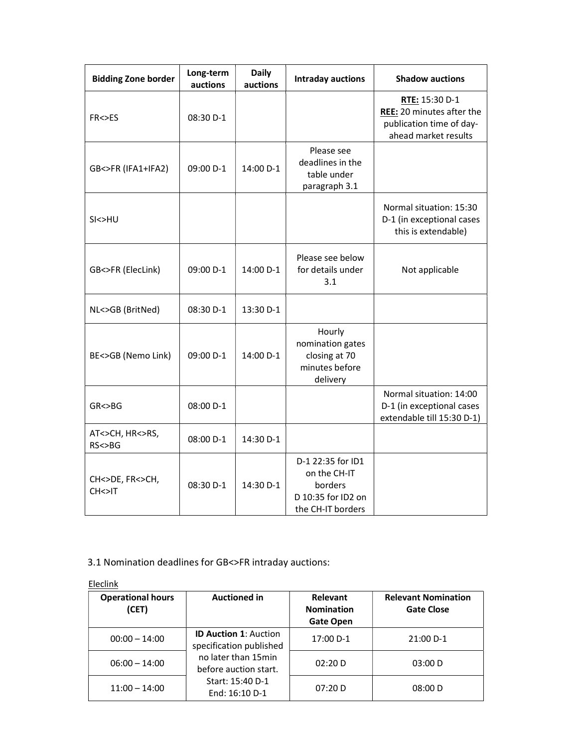| Bidding Zone border | Long-term auctions | Daily auctions | Intraday auctions | Shadow auctions |
|---|---|---|---|---|
| FR<>ES | 08:30 D-1 | | | **RTE:** 15:30 D-1<br>**REE:** 20 minutes after the publication time of day-ahead market results |
| GB<>FR (IFA1+IFA2) | 09:00 D-1 | 14:00 D-1 | Please see deadlines in the table under paragraph 3.1 | |
| SI<>HU | | | | Normal situation: 15:30 D-1 (in exceptional cases this is extendable) |
| GB<>FR (ElecLink) | 09:00 D-1 | 14:00 D-1 | Please see below for details under 3.1 | Not applicable |
| NL<>GB (BritNed) | 08:30 D-1 | 13:30 D-1 | | |
| BE<>GB (Nemo Link) | 09:00 D-1 | 14:00 D-1 | Hourly nomination gates closing at 70 minutes before delivery | |
| GR<>BG | 08:00 D-1 | | | Normal situation: 14:00 D-1 (in exceptional cases extendable till 15:30 D-1) |
| AT<>CH, HR<>RS, RS<>BG | 08:00 D-1 | 14:30 D-1 | | |
| CH<>DE, FR<>CH, CH<>IT | 08:30 D-1 | 14:30 D-1 | D-1 22:35 for ID1 on the CH-IT borders<br>D 10:35 for ID2 on the CH-IT borders | |

3.1 Nomination deadlines for GB<>FR intraday auctions:

Eleclink

| Operational hours (CET) | Auctioned in | Relevant Nomination Gate Open | Relevant Nomination Gate Close |
|---|---|---|---|
| 00:00 – 14:00 | **ID Auction 1**: Auction specification published no later than 15min before auction start. Start: 15:40 D-1 End: 16:10 D-1 | 17:00 D-1 | 21:00 D-1 |
| 06:00 – 14:00 | | 02:20 D | 03:00 D |
| 11:00 – 14:00 | | 07:20 D | 08:00 D |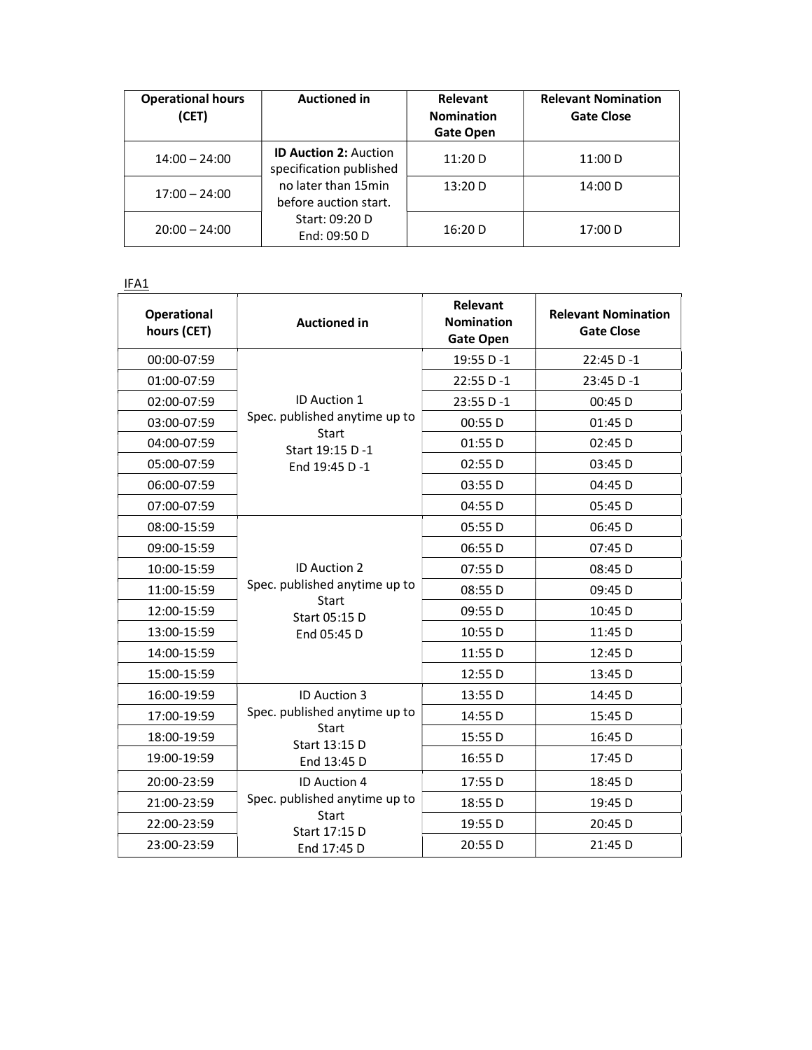| Operational hours (CET) | Auctioned in | Relevant Nomination Gate Open | Relevant Nomination Gate Close |
|---|---|---|---|
| 14:00 – 24:00 | **ID Auction 2:** Auction specification published no later than 15min before auction start. Start: 09:20 D End: 09:50 D | 11:20 D | 11:00 D |
| 17:00 – 24:00 | | 13:20 D | 14:00 D |
| 20:00 – 24:00 | | 16:20 D | 17:00 D |

IFA1

| Operational hours (CET) | Auctioned in | Relevant Nomination Gate Open | Relevant Nomination Gate Close |
|---|---|---|---|
| 00:00-07:59 | ID Auction 1 Spec. published anytime up to Start Start 19:15 D -1 End 19:45 D -1 | 19:55 D -1 | 22:45 D -1 |
| 01:00-07:59 | | 22:55 D -1 | 23:45 D -1 |
| 02:00-07:59 | | 23:55 D -1 | 00:45 D |
| 03:00-07:59 | | 00:55 D | 01:45 D |
| 04:00-07:59 | | 01:55 D | 02:45 D |
| 05:00-07:59 | | 02:55 D | 03:45 D |
| 06:00-07:59 | | 03:55 D | 04:45 D |
| 07:00-07:59 | | 04:55 D | 05:45 D |
| 08:00-15:59 | ID Auction 2 Spec. published anytime up to Start Start 05:15 D End 05:45 D | 05:55 D | 06:45 D |
| 09:00-15:59 | | 06:55 D | 07:45 D |
| 10:00-15:59 | | 07:55 D | 08:45 D |
| 11:00-15:59 | | 08:55 D | 09:45 D |
| 12:00-15:59 | | 09:55 D | 10:45 D |
| 13:00-15:59 | | 10:55 D | 11:45 D |
| 14:00-15:59 | | 11:55 D | 12:45 D |
| 15:00-15:59 | | 12:55 D | 13:45 D |
| 16:00-19:59 | ID Auction 3 Spec. published anytime up to Start Start 13:15 D End 13:45 D | 13:55 D | 14:45 D |
| 17:00-19:59 | | 14:55 D | 15:45 D |
| 18:00-19:59 | | 15:55 D | 16:45 D |
| 19:00-19:59 | | 16:55 D | 17:45 D |
| 20:00-23:59 | ID Auction 4 Spec. published anytime up to Start Start 17:15 D End 17:45 D | 17:55 D | 18:45 D |
| 21:00-23:59 | | 18:55 D | 19:45 D |
| 22:00-23:59 | | 19:55 D | 20:45 D |
| 23:00-23:59 | | 20:55 D | 21:45 D |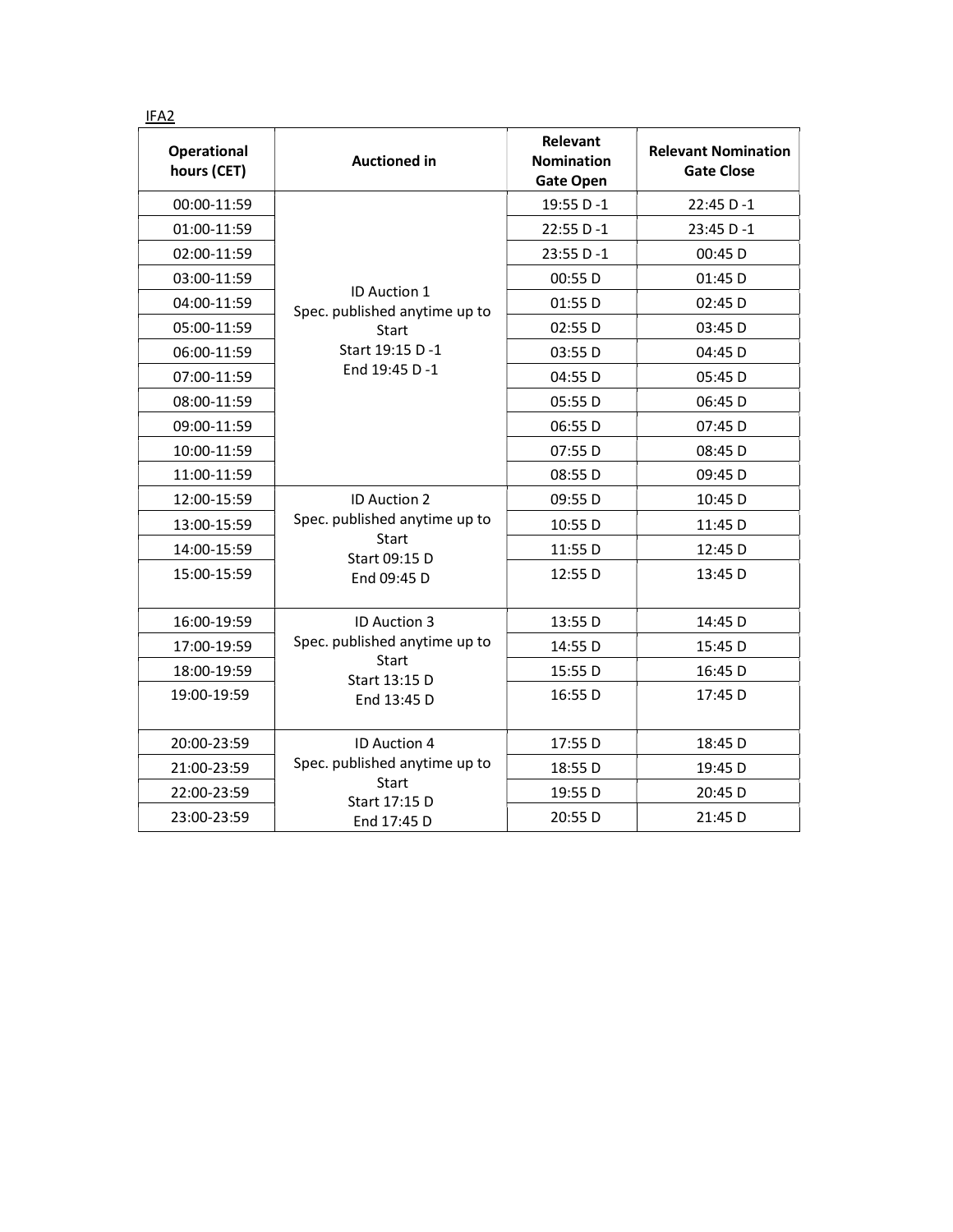IFA2

| Operational hours (CET) | Auctioned in | Relevant Nomination Gate Open | Relevant Nomination Gate Close |
|---|---|---|---|
| 00:00-11:59 | ID Auction 1<br>Spec. published anytime up to Start<br>Start 19:15 D -1<br>End 19:45 D -1 | 19:55 D -1 | 22:45 D -1 |
| 01:00-11:59 | | 22:55 D -1 | 23:45 D -1 |
| 02:00-11:59 | | 23:55 D -1 | 00:45 D |
| 03:00-11:59 | | 00:55 D | 01:45 D |
| 04:00-11:59 | | 01:55 D | 02:45 D |
| 05:00-11:59 | | 02:55 D | 03:45 D |
| 06:00-11:59 | | 03:55 D | 04:45 D |
| 07:00-11:59 | | 04:55 D | 05:45 D |
| 08:00-11:59 | | 05:55 D | 06:45 D |
| 09:00-11:59 | | 06:55 D | 07:45 D |
| 10:00-11:59 | | 07:55 D | 08:45 D |
| 11:00-11:59 | | 08:55 D | 09:45 D |
| 12:00-15:59 | ID Auction 2<br>Spec. published anytime up to Start<br>Start 09:15 D<br>End 09:45 D | 09:55 D | 10:45 D |
| 13:00-15:59 | | 10:55 D | 11:45 D |
| 14:00-15:59 | | 11:55 D | 12:45 D |
| 15:00-15:59 | | 12:55 D | 13:45 D |
| 16:00-19:59 | ID Auction 3<br>Spec. published anytime up to Start<br>Start 13:15 D<br>End 13:45 D | 13:55 D | 14:45 D |
| 17:00-19:59 | | 14:55 D | 15:45 D |
| 18:00-19:59 | | 15:55 D | 16:45 D |
| 19:00-19:59 | | 16:55 D | 17:45 D |
| 20:00-23:59 | ID Auction 4<br>Spec. published anytime up to Start<br>Start 17:15 D<br>End 17:45 D | 17:55 D | 18:45 D |
| 21:00-23:59 | | 18:55 D | 19:45 D |
| 22:00-23:59 | | 19:55 D | 20:45 D |
| 23:00-23:59 | | 20:55 D | 21:45 D |